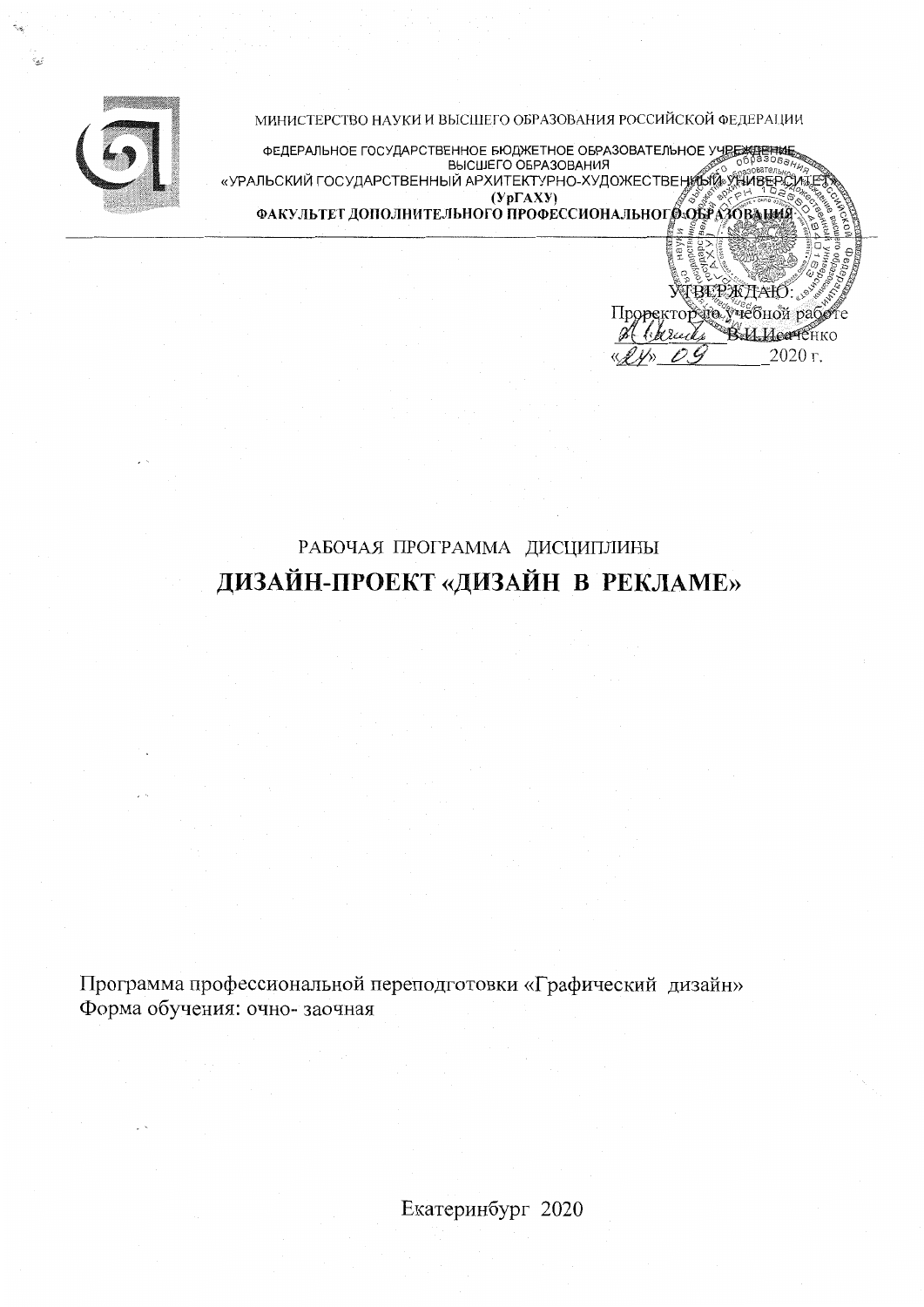МИНИСТЕРСТВО НАУКИ И ВЫСШЕГО ОБРАЗОВАНИЯ РОССИЙСКОЙ ФЕДЕРАЦИИ

ФЕДЕРАЛЬНОЕ ГОСУДАРСТВЕННОЕ БЮДЖЕТНОЕ ОБРАЗОВАТЕЛЬНОЕ УЧРЕЖДЕНИЕ
ВЫСШЕГО ОБРАЗОВАНИЯ
«УРАЛЬСКИЙ ГОСУДАРСТВЕННЫЙ АРХИТЕКТУРНО-ХУДОЖЕСТВЕННЫЙ УНИВЕРСИТЕТ»
**(УрГАХУ)**
**ФАКУЛЬТЕТ ДОПОЛНИТЕЛЬНОГО ПРОФЕССИОНАЛЬНОГО ОБРАЗОВАНИЯ**

УТВЕРЖДАЮ:
Проректор по учебной работе
_________ В.И.Исаченко
«24» 09 2020 г.

РАБОЧАЯ ПРОГРАММА ДИСЦИПЛИНЫ

# ДИЗАЙН-ПРОЕКТ «ДИЗАЙН В РЕКЛАМЕ»

Программа профессиональной переподготовки «Графический дизайн»
Форма обучения: очно- заочная

Екатеринбург 2020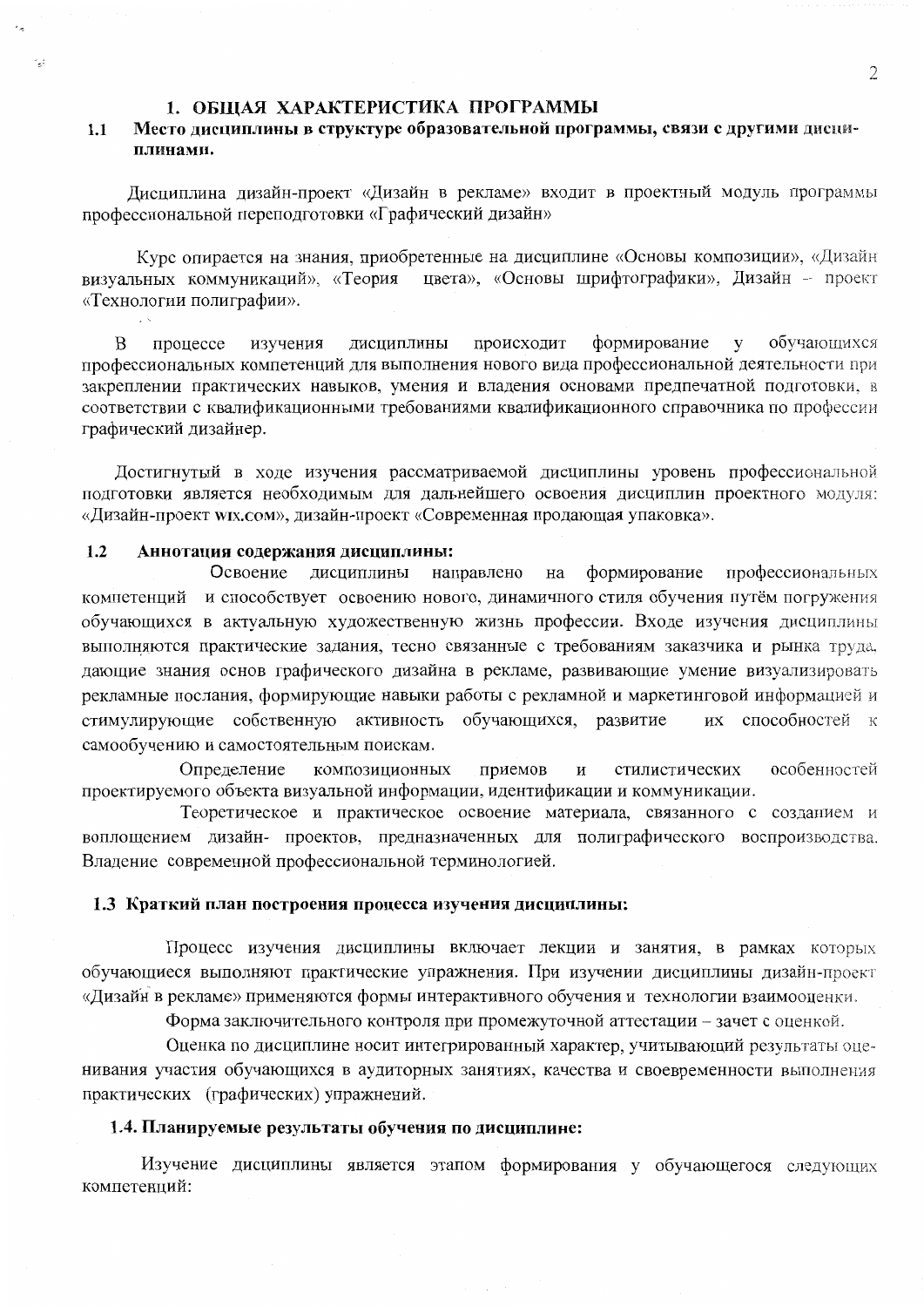# 1. ОБЩАЯ ХАРАКТЕРИСТИКА ПРОГРАММЫ

## 1.1 Место дисциплины в структуре образовательной программы, связи с другими дисциплинами.

Дисциплина дизайн-проект «Дизайн в рекламе» входит в проектный модуль программы профессиональной переподготовки «Графический дизайн»

Курс опирается на знания, приобретенные на дисциплине «Основы композиции», «Дизайн визуальных коммуникаций», «Теория цвета», «Основы шрифтографики», Дизайн – проект «Технологии полиграфии».

В процессе изучения дисциплины происходит формирование у обучающихся профессиональных компетенций для выполнения нового вида профессиональной деятельности при закреплении практических навыков, умения и владения основами предпечатной подготовки, в соответствии с квалификационными требованиями квалификационного справочника по профессии графический дизайнер.

Достигнутый в ходе изучения рассматриваемой дисциплины уровень профессиональной подготовки является необходимым для дальнейшего освоения дисциплин проектного модуля: «Дизайн-проект wix.com», дизайн-проект «Современная продающая упаковка».

## 1.2 Аннотация содержания дисциплины:

Освоение дисциплины направлено на формирование профессиональных компетенций и способствует освоению нового, динамичного стиля обучения путём погружения обучающихся в актуальную художественную жизнь профессии. Входе изучения дисциплины выполняются практические задания, тесно связанные с требованиям заказчика и рынка труда, дающие знания основ графического дизайна в рекламе, развивающие умение визуализировать рекламные послания, формирующие навыки работы с рекламной и маркетинговой информацией и стимулирующие собственную активность обучающихся, развитие их способностей к самообучению и самостоятельным поискам.

Определение композиционных приемов и стилистических особенностей проектируемого объекта визуальной информации, идентификации и коммуникации.

Теоретическое и практическое освоение материала, связанного с созданием и воплощением дизайн- проектов, предназначенных для полиграфического воспроизводства. Владение современной профессиональной терминологией.

## 1.3 Краткий план построения процесса изучения дисциплины:

Процесс изучения дисциплины включает лекции и занятия, в рамках которых обучающиеся выполняют практические упражнения. При изучении дисциплины дизайн-проект «Дизайн в рекламе» применяются формы интерактивного обучения и технологии взаимооценки.

Форма заключительного контроля при промежуточной аттестации – зачет с оценкой.

Оценка по дисциплине носит интегрированный характер, учитывающий результаты оценивания участия обучающихся в аудиторных занятиях, качества и своевременности выполнения практических (графических) упражнений.

## 1.4. Планируемые результаты обучения по дисциплине:

Изучение дисциплины является этапом формирования у обучающегося следующих компетенций: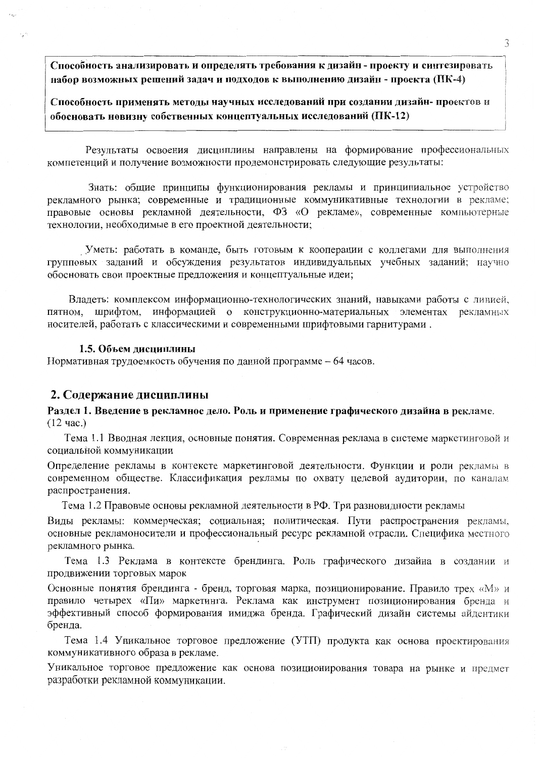**Способность анализировать и определять требования к дизайн - проекту и синтезировать набор возможных решений задач и подходов к выполнению дизайн - проекта (ПК-4)**

**Способность применять методы научных исследований при создании дизайн- проектов и обосновать новизну собственных концептуальных исследований (ПК-12)**

Результаты освоения дисциплины направлены на формирование профессиональных компетенций и получение возможности продемонстрировать следующие результаты:

Знать: общие принципы функционирования рекламы и принципиальное устройство рекламного рынка; современные и традиционные коммуникативные технологии в рекламе; правовые основы рекламной деятельности, ФЗ «О рекламе», современные компьютерные технологии, необходимые в его проектной деятельности;

Уметь: работать в команде, быть готовым к кооперации с коллегами для выполнения групповых заданий и обсуждения результатов индивидуальных учебных заданий; научно обосновать свои проектные предложения и концептуальные идеи;

Владеть: комплексом информационно-технологических знаний, навыками работы с линией, пятном, шрифтом, информацией о конструкционно-материальных элементах рекламных носителей, работать с классическими и современными шрифтовыми гарнитурами .

### 1.5. Объем дисциплины

Нормативная трудоемкость обучения по данной программе – 64 часов.

## 2. Содержание дисциплины

**Раздел 1. Введение в рекламное дело. Роль и применение графического дизайна в рекламе.** (12 час.)

Тема 1.1 Вводная лекция, основные понятия. Современная реклама в системе маркетинговой и социальной коммуникации

Определение рекламы в контексте маркетинговой деятельности. Функции и роли рекламы в современном обществе. Классификация рекламы по охвату целевой аудитории, по каналам распространения.

Тема 1.2 Правовые основы рекламной деятельности в РФ. Три разновидности рекламы

Виды рекламы: коммерческая; социальная; политическая. Пути распространения рекламы, основные рекламоносители и профессиональный ресурс рекламной отрасли. Специфика местного рекламного рынка.

Тема 1.3 Реклама в контексте брендинга. Роль графического дизайна в создании и продвижении торговых марок

Основные понятия брендинга - бренд, торговая марка, позиционирование. Правило трех «М» и правило четырех «Пи» маркетинга. Реклама как инструмент позиционирования бренда и эффективный способ формирования имиджа бренда. Графический дизайн системы айдентики бренда.

Тема 1.4 Уникальное торговое предложение (УТП) продукта как основа проектирования коммуникативного образа в рекламе.

Уникальное торговое предложение как основа позиционирования товара на рынке и предмет разработки рекламной коммуникации.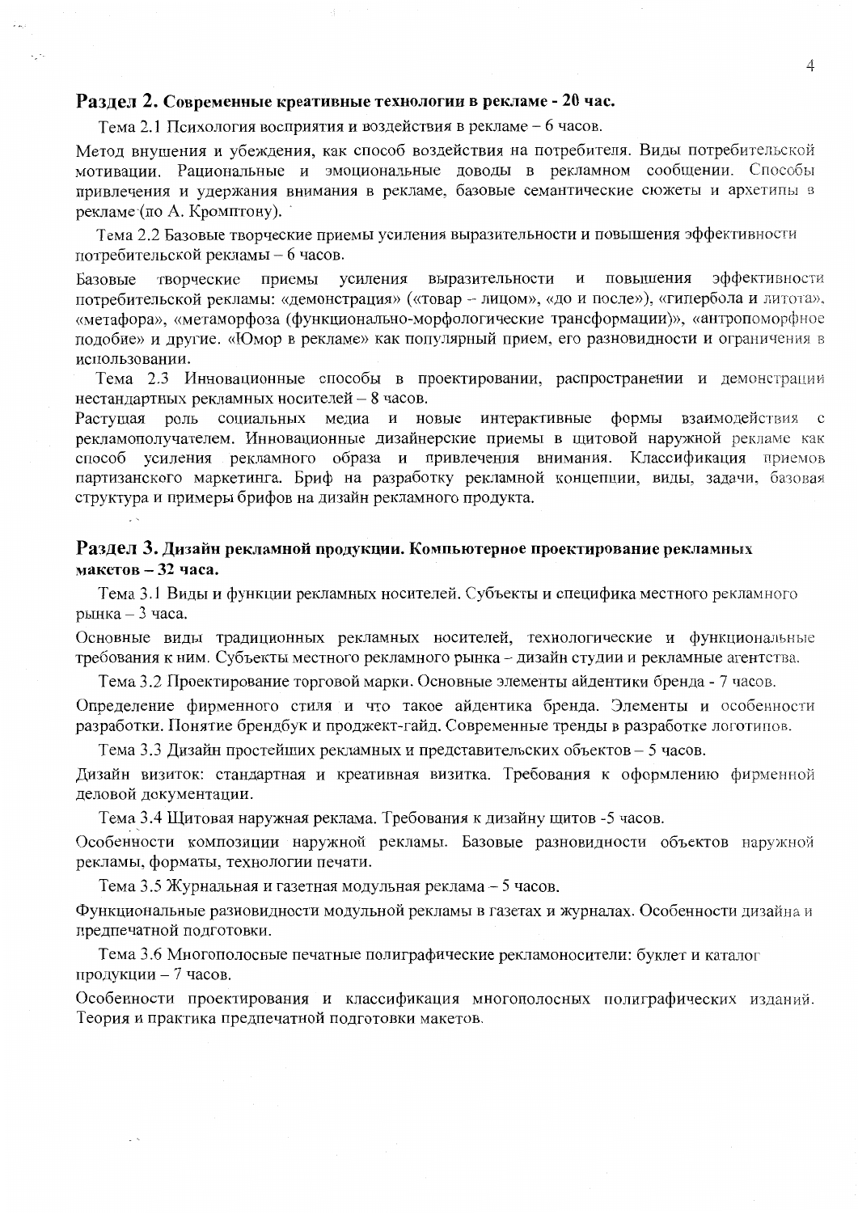## **Раздел 2.** Современные креативные технологии в рекламе - 20 час.

Тема 2.1 Психология восприятия и воздействия в рекламе – 6 часов.

Метод внушения и убеждения, как способ воздействия на потребителя. Виды потребительской мотивации. Рациональные и эмоциональные доводы в рекламном сообщении. Способы привлечения и удержания внимания в рекламе, базовые семантические сюжеты и архетипы в рекламе (по А. Кромптону).

Тема 2.2 Базовые творческие приемы усиления выразительности и повышения эффективности потребительской рекламы – 6 часов.

Базовые творческие приемы усиления выразительности и повышения эффективности потребительской рекламы: «демонстрация» («товар – лицом», «до и после»), «гипербола и литота», «метафора», «метаморфоза (функционально-морфологические трансформации)», «антропоморфное подобие» и другие. «Юмор в рекламе» как популярный прием, его разновидности и ограничения в использовании.

Тема 2.3 Инновационные способы в проектировании, распространении и демонстрации нестандартных рекламных носителей – 8 часов.

Растущая роль социальных медиа и новые интерактивные формы взаимодействия с рекламополучателем. Инновационные дизайнерские приемы в щитовой наружной рекламе как способ усиления рекламного образа и привлечения внимания. Классификация приемов партизанского маркетинга. Бриф на разработку рекламной концепции, виды, задачи, базовая структура и примеры брифов на дизайн рекламного продукта.

## **Раздел 3.** Дизайн рекламной продукции. Компьютерное проектирование рекламных макетов – 32 часа.

Тема 3.1 Виды и функции рекламных носителей. Субъекты и специфика местного рекламного рынка – 3 часа.

Основные виды традиционных рекламных носителей, технологические и функциональные требования к ним. Субъекты местного рекламного рынка – дизайн студии и рекламные агентства.

Тема 3.2 Проектирование торговой марки. Основные элементы айдентики бренда - 7 часов.

Определение фирменного стиля и что такое айдентика бренда. Элементы и особенности разработки. Понятие брендбук и проджект-гайд. Современные тренды в разработке логотипов.

Тема 3.3 Дизайн простейших рекламных и представительских объектов – 5 часов.

Дизайн визиток: стандартная и креативная визитка. Требования к оформлению фирменной деловой документации.

Тема 3.4 Щитовая наружная реклама. Требования к дизайну щитов -5 часов.

Особенности композиции наружной рекламы. Базовые разновидности объектов наружной рекламы, форматы, технологии печати.

Тема 3.5 Журнальная и газетная модульная реклама – 5 часов.

Функциональные разновидности модульной рекламы в газетах и журналах. Особенности дизайна и предпечатной подготовки.

Тема 3.6 Многополосные печатные полиграфические рекламоносители: буклет и каталог продукции – 7 часов.

Особенности проектирования и классификация многополосных полиграфических изданий. Теория и практика предпечатной подготовки макетов.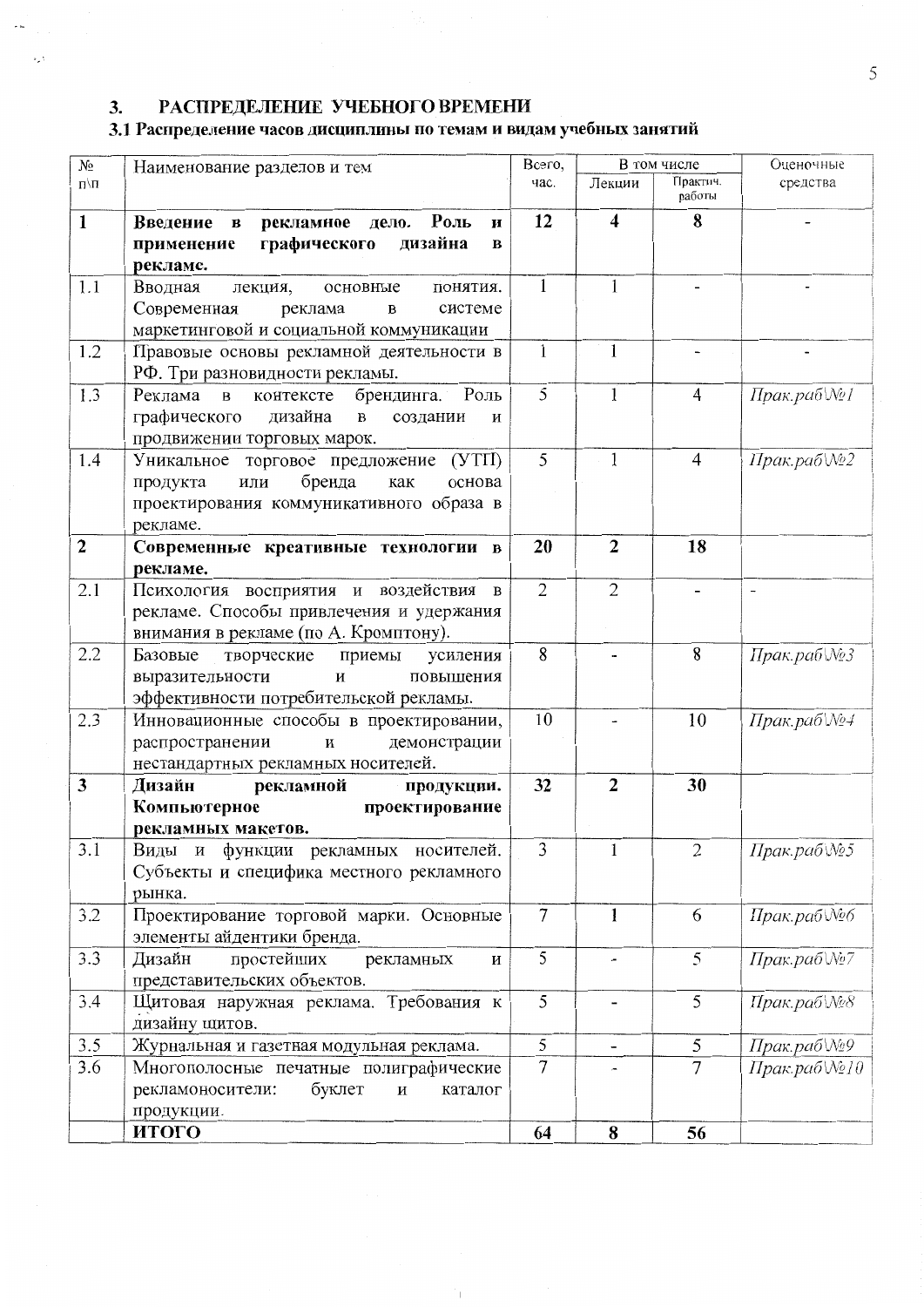# 3. РАСПРЕДЕЛЕНИЕ УЧЕБНОГО ВРЕМЕНИ

## 3.1 Распределение часов дисциплины по темам и видам учебных занятий

| № п\п | Наименование разделов и тем | Всего, час. | В том числе | | Оценочные средства |
|---|---|---|---|---|---|
| | | | Лекции | Практич. работы | |
| **1** | **Введение в рекламное дело. Роль и применение графического дизайна в рекламе.** | **12** | **4** | **8** | - |
| 1.1 | Вводная лекция, основные понятия. Современная реклама в системе маркетинговой и социальной коммуникации | 1 | 1 | - | - |
| 1.2 | Правовые основы рекламной деятельности в РФ. Три разновидности рекламы. | 1 | 1 | - | - |
| 1.3 | Реклама в контексте брендинга. Роль графического дизайна в создании и продвижении торговых марок. | 5 | 1 | 4 | *Прак.раб\№1* |
| 1.4 | Уникальное торговое предложение (УТП) продукта или бренда как основа проектирования коммуникативного образа в рекламе. | 5 | 1 | 4 | *Прак.раб\№2* |
| **2** | **Современные креативные технологии в рекламе.** | **20** | **2** | **18** | |
| 2.1 | Психология восприятия и воздействия в рекламе. Способы привлечения и удержания внимания в рекламе (по А. Кромптону). | 2 | 2 | - | - |
| 2.2 | Базовые творческие приемы усиления выразительности и повышения эффективности потребительской рекламы. | 8 | - | 8 | *Прак.раб\№3* |
| 2.3 | Инновационные способы в проектировании, распространении и демонстрации нестандартных рекламных носителей. | 10 | - | 10 | *Прак.раб\№4* |
| **3** | **Дизайн рекламной продукции. Компьютерное проектирование рекламных макетов.** | **32** | **2** | **30** | |
| 3.1 | Виды и функции рекламных носителей. Субъекты и специфика местного рекламного рынка. | 3 | 1 | 2 | *Прак.раб\№5* |
| 3.2 | Проектирование торговой марки. Основные элементы айдентики бренда. | 7 | 1 | 6 | *Прак.раб\№6* |
| 3.3 | Дизайн простейших рекламных и представительских объектов. | 5 | - | 5 | *Прак.раб\№7* |
| 3.4 | Щитовая наружная реклама. Требования к дизайну щитов. | 5 | - | 5 | *Прак.раб\№8* |
| 3.5 | Журнальная и газетная модульная реклама. | 5 | - | 5 | *Прак.раб\№9* |
| 3.6 | Многополосные печатные полиграфические рекламоносители: буклет и каталог продукции. | 7 | - | 7 | *Прак.раб\№10* |
| | **ИТОГО** | **64** | **8** | **56** | |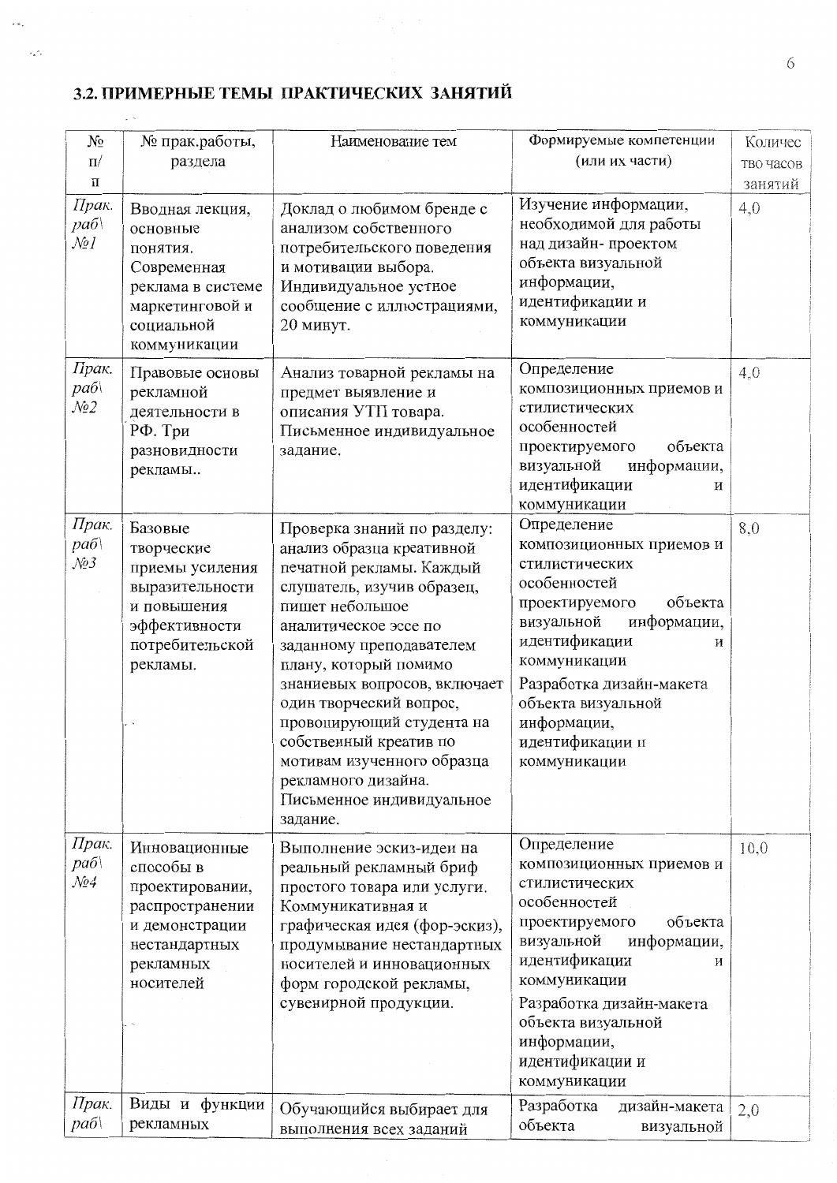## 3.2. ПРИМЕРНЫЕ ТЕМЫ ПРАКТИЧЕСКИХ ЗАНЯТИЙ

| № п/п | № прак.работы, раздела | Наименование тем | Формируемые компетенции (или их части) | Количество часов занятий |
|---|---|---|---|---|
| *Прак. раб\ №1* | Вводная лекция, основные понятия. Современная реклама в системе маркетинговой и социальной коммуникации | Доклад о любимом бренде с анализом собственного потребительского поведения и мотивации выбора. Индивидуальное устное сообщение с иллюстрациями, 20 минут. | Изучение информации, необходимой для работы над дизайн- проектом объекта визуальной информации, идентификации и коммуникации | 4,0 |
| *Прак. раб\ №2* | Правовые основы рекламной деятельности в РФ. Три разновидности рекламы.. | Анализ товарной рекламы на предмет выявление и описания УТП товара. Письменное индивидуальное задание. | Определение композиционных приемов и стилистических особенностей проектируемого объекта визуальной информации, идентификации и коммуникации | 4,0 |
| *Прак. раб\ №3* | Базовые творческие приемы усиления выразительности и повышения эффективности потребительской рекламы. | Проверка знаний по разделу: анализ образца креативной печатной рекламы. Каждый слушатель, изучив образец, пишет небольшое аналитическое эссе по заданному преподавателем плану, который помимо знаниевых вопросов, включает один творческий вопрос, провоцирующий студента на собственный креатив по мотивам изученного образца рекламного дизайна. Письменное индивидуальное задание. | Определение композиционных приемов и стилистических особенностей проектируемого объекта визуальной информации, идентификации и коммуникации<br>Разработка дизайн-макета объекта визуальной информации, идентификации и коммуникации | 8,0 |
| *Прак. раб\ №4* | Инновационные способы в проектировании, распространении и демонстрации нестандартных рекламных носителей | Выполнение эскиз-идеи на реальный рекламный бриф простого товара или услуги. Коммуникативная и графическая идея (фор-эскиз), продумывание нестандартных носителей и инновационных форм городской рекламы, сувенирной продукции. | Определение композиционных приемов и стилистических особенностей проектируемого объекта визуальной информации, идентификации и коммуникации<br>Разработка дизайн-макета объекта визуальной информации, идентификации и коммуникации | 10,0 |
| *Прак. раб\* | Виды и функции рекламных | Обучающийся выбирает для выполнения всех заданий | Разработка дизайн-макета объекта визуальной | 2,0 |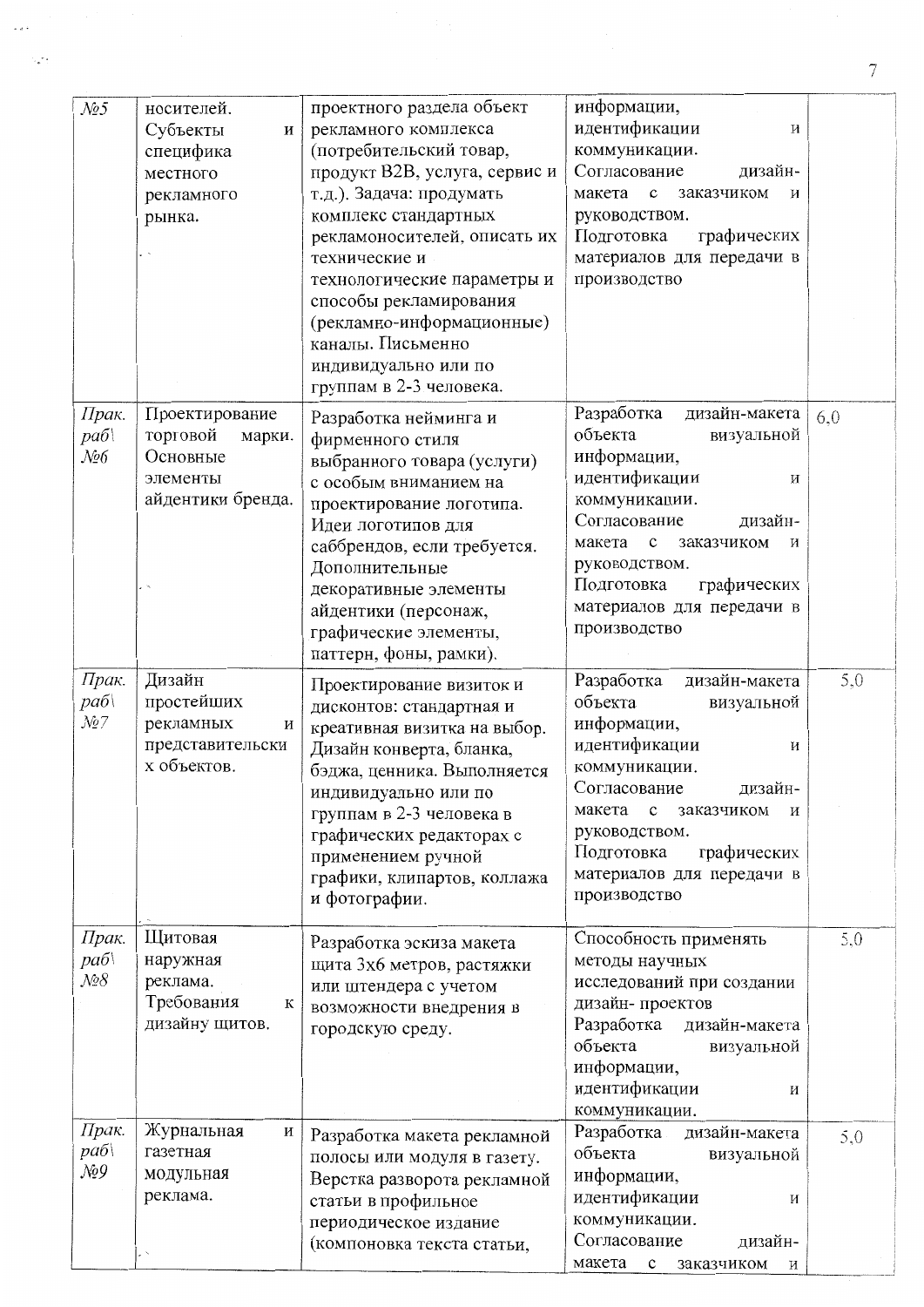| | | | | |
|---|---|---|---|---|
| №5 | носителей. Субъекты и специфика местного рекламного рынка. | проектного раздела объект рекламного комплекса (потребительский товар, продукт B2B, услуга, сервис и т.д.). Задача: продумать комплекс стандартных рекламоносителей, описать их технические и технологические параметры и способы рекламирования (рекламно-информационные) каналы. Письменно индивидуально или по группам в 2-3 человека. | информации, идентификации и коммуникации. Согласование дизайн-макета с заказчиком и руководством. Подготовка графических материалов для передачи в производство | |
| *Прак. раб\ №6* | Проектирование торговой марки. Основные элементы айдентики бренда. | Разработка нейминга и фирменного стиля выбранного товара (услуги) с особым вниманием на проектирование логотипа. Идеи логотипов для саббрендов, если требуется. Дополнительные декоративные элементы айдентики (персонаж, графические элементы, паттерн, фоны, рамки). | Разработка дизайн-макета объекта визуальной информации, идентификации и коммуникации. Согласование дизайн-макета с заказчиком и руководством. Подготовка графических материалов для передачи в производство | 6,0 |
| *Прак. раб\ №7* | Дизайн простейших рекламных и представительских объектов. | Проектирование визиток и дисконтов: стандартная и креативная визитка на выбор. Дизайн конверта, бланка, бэджа, ценника. Выполняется индивидуально или по группам в 2-3 человека в графических редакторах с применением ручной графики, клипартов, коллажа и фотографии. | Разработка дизайн-макета объекта визуальной информации, идентификации и коммуникации. Согласование дизайн-макета с заказчиком и руководством. Подготовка графических материалов для передачи в производство | 5,0 |
| *Прак. раб\ №8* | Щитовая наружная реклама. Требования к дизайну щитов. | Разработка эскиза макета щита 3х6 метров, растяжки или штендера с учетом возможности внедрения в городскую среду. | Способность применять методы научных исследований при создании дизайн- проектов Разработка дизайн-макета объекта визуальной информации, идентификации и коммуникации. | 5,0 |
| *Прак. раб\ №9* | Журнальная и газетная модульная реклама. | Разработка макета рекламной полосы или модуля в газету. Верстка разворота рекламной статьи в профильное периодическое издание (компоновка текста статьи, | Разработка дизайн-макета объекта визуальной информации, идентификации и коммуникации. Согласование дизайн-макета с заказчиком и | 5,0 |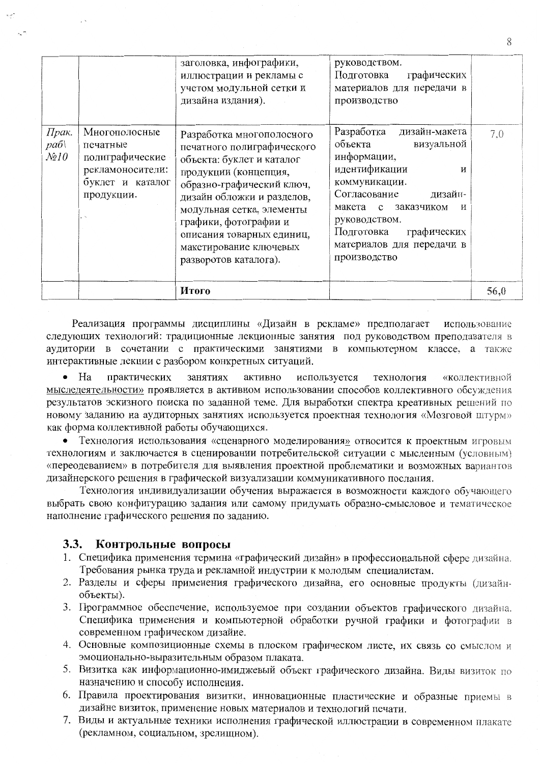| | | | | |
|---|---|---|---|---|
| | | заголовка, инфографики, иллюстрации и рекламы с учетом модульной сетки и дизайна издания). | руководством. Подготовка графических материалов для передачи в производство | |
| *Прак. раб\ №10* | Многополосные печатные полиграфические рекламоносители: буклет и каталог продукции. | Разработка многополосного печатного полиграфического объекта: буклет и каталог продукции (концепция, образно-графический ключ, дизайн обложки и разделов, модульная сетка, элементы графики, фотографии и описания товарных единиц, макетирование ключевых разворотов каталога). | Разработка дизайн-макета объекта визуальной информации, идентификации и коммуникации. Согласование дизайн-макета с заказчиком и руководством. Подготовка графических материалов для передачи в производство | 7,0 |
| | | **Итого** | | 56,0 |

Реализация программы дисциплины «Дизайн в рекламе» предполагает использование следующих технологий: традиционные лекционные занятия под руководством преподавателя в аудитории в сочетании с практическими занятиями в компьютерном классе, а также интерактивные лекции с разбором конкретных ситуаций.

- На практических занятиях активно используется технология «коллективной мыследеятельности» проявляется в активном использовании способов коллективного обсуждения результатов эскизного поиска по заданной теме. Для выработки спектра креативных решений по новому заданию на аудиторных занятиях используется проектная технология «Мозговой штурм» как форма коллективной работы обучающихся.
- Технология использования «сценарного моделирования» относится к проектным игровым технологиям и заключается в сценировании потребительской ситуации с мысленным (условным) «переодеванием» в потребителя для выявления проектной проблематики и возможных вариантов дизайнерского решения в графической визуализации коммуникативного послания.

Технология индивидуализации обучения выражается в возможности каждого обучающего выбрать свою конфигурацию задания или самому придумать образно-смысловое и тематическое наполнение графического решения по заданию.

### 3.3. Контрольные вопросы

1. Специфика применения термина «графический дизайн» в профессиональной сфере дизайна. Требования рынка труда и рекламной индустрии к молодым специалистам.
2. Разделы и сферы применения графического дизайна, его основные продукты (дизайн-объекты).
3. Программное обеспечение, используемое при создании объектов графического дизайна. Специфика применения и компьютерной обработки ручной графики и фотографии в современном графическом дизайне.
4. Основные композиционные схемы в плоском графическом листе, их связь со смыслом и эмоционально-выразительным образом плаката.
5. Визитка как информационно-имиджевый объект графического дизайна. Виды визиток по назначению и способу исполнения.
6. Правила проектирования визитки, инновационные пластические и образные приемы в дизайне визиток, применение новых материалов и технологий печати.
7. Виды и актуальные техники исполнения графической иллюстрации в современном плакате (рекламном, социальном, зрелищном).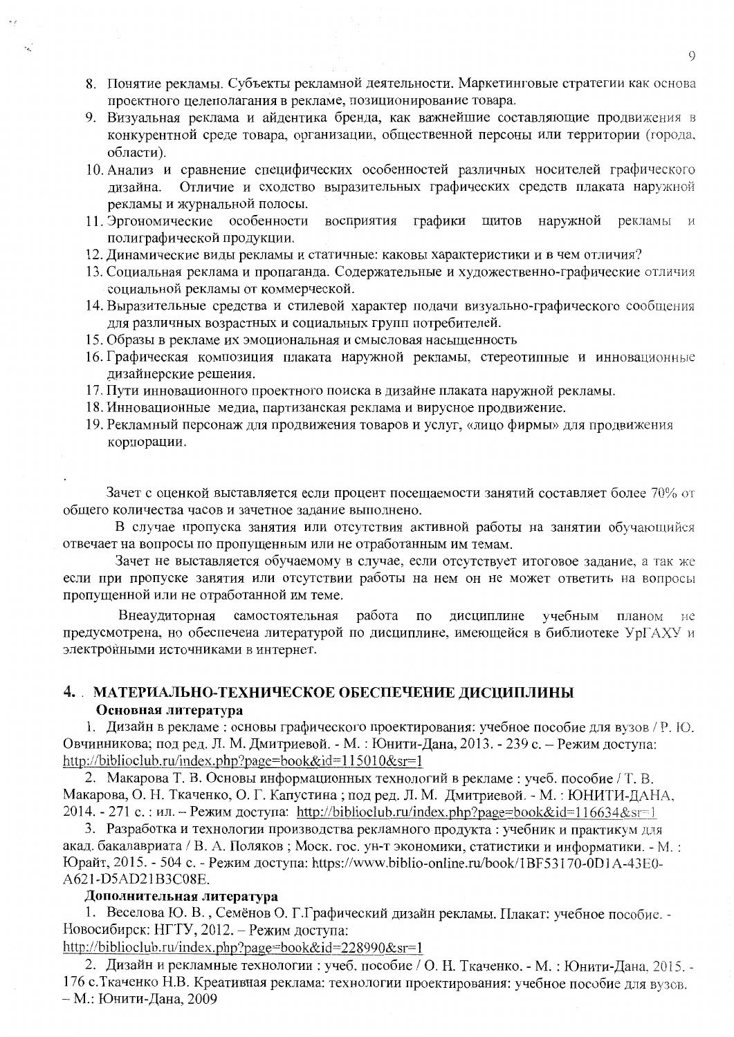8. Понятие рекламы. Субъекты рекламной деятельности. Маркетинговые стратегии как основа проектного целеполагания в рекламе, позиционирование товара.
9. Визуальная реклама и айдентика бренда, как важнейшие составляющие продвижения в конкурентной среде товара, организации, общественной персоны или территории (города, области).
10. Анализ и сравнение специфических особенностей различных носителей графического дизайна. Отличие и сходство выразительных графических средств плаката наружной рекламы и журнальной полосы.
11. Эргономические особенности восприятия графики щитов наружной рекламы и полиграфической продукции.
12. Динамические виды рекламы и статичные: каковы характеристики и в чем отличия?
13. Социальная реклама и пропаганда. Содержательные и художественно-графические отличия социальной рекламы от коммерческой.
14. Выразительные средства и стилевой характер подачи визуально-графического сообщения для различных возрастных и социальных групп потребителей.
15. Образы в рекламе их эмоциональная и смысловая насыщенность
16. Графическая композиция плаката наружной рекламы, стереотипные и инновационные дизайнерские решения.
17. Пути инновационного проектного поиска в дизайне плаката наружной рекламы.
18. Инновационные медиа, партизанская реклама и вирусное продвижение.
19. Рекламный персонаж для продвижения товаров и услуг, «лицо фирмы» для продвижения корпорации.

Зачет с оценкой выставляется если процент посещаемости занятий составляет более 70% от общего количества часов и зачетное задание выполнено.

В случае пропуска занятия или отсутствия активной работы на занятии обучающийся отвечает на вопросы по пропущенным или не отработанным им темам.

Зачет не выставляется обучаемому в случае, если отсутствует итоговое задание, а так же если при пропуске занятия или отсутствии работы на нем он не может ответить на вопросы пропущенной или не отработанной им теме.

Внеаудиторная самостоятельная работа по дисциплине учебным планом не предусмотрена, но обеспечена литературой по дисциплине, имеющейся в библиотеке УрГАХУ и электронными источниками в интернет.

## 4. МАТЕРИАЛЬНО-ТЕХНИЧЕСКОЕ ОБЕСПЕЧЕНИЕ ДИСЦИПЛИНЫ

**Основная литература**

1. Дизайн в рекламе : основы графического проектирования: учебное пособие для вузов / Р. Ю. Овчинникова; под ред. Л. М. Дмитриевой. - М. : Юнити-Дана, 2013. - 239 с. – Режим доступа: http://biblioclub.ru/index.php?page=book&id=115010&sr=1
2. Макарова Т. В. Основы информационных технологий в рекламе : учеб. пособие / Т. В. Макарова, О. Н. Ткаченко, О. Г. Капустина ; под ред. Л. М. Дмитриевой. - М. : ЮНИТИ-ДАНА, 2014. - 271 с. : ил. – Режим доступа: http://biblioclub.ru/index.php?page=book&id=116634&sr=1
3. Разработка и технологии производства рекламного продукта : учебник и практикум для акад. бакалавриата / В. А. Поляков ; Моск. гос. ун-т экономики, статистики и информатики. - М. : Юрайт, 2015. - 504 с. - Режим доступа: https://www.biblio-online.ru/book/1BF53170-0D1A-43E0-A621-D5AD21B3C08E.

**Дополнительная литература**

1. Веселова Ю. В. , Семёнов О. Г.Графический дизайн рекламы. Плакат: учебное пособие. - Новосибирск: НГТУ, 2012. – Режим доступа: http://biblioclub.ru/index.php?page=book&id=228990&sr=1
2. Дизайн и рекламные технологии : учеб. пособие / О. Н. Ткаченко. - М. : Юнити-Дана, 2015. - 176 с.Ткаченко Н.В. Креативная реклама: технологии проектирования: учебное пособие для вузов. – М.: Юнити-Дана, 2009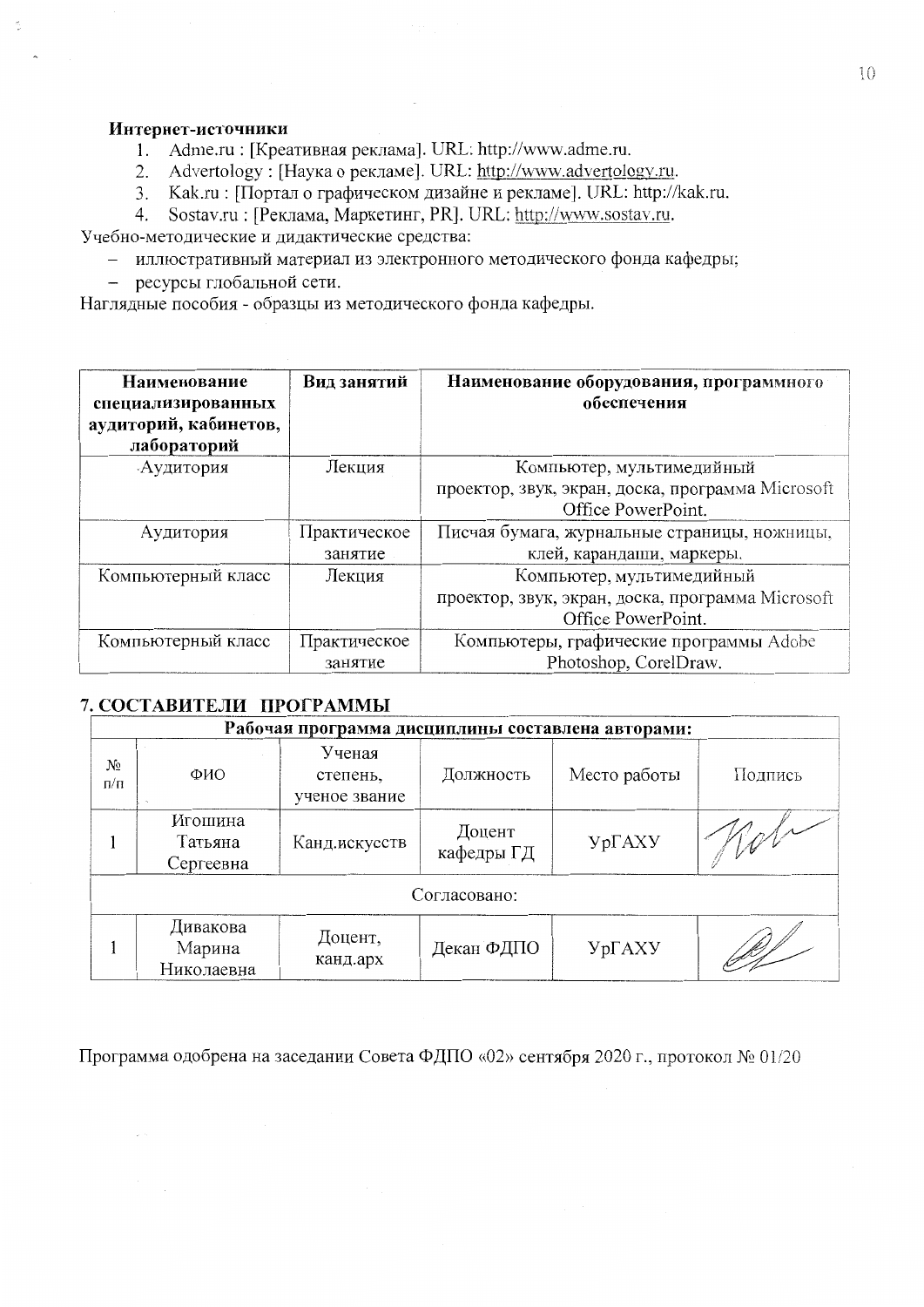**Интернет-источники**

1. Adme.ru : [Креативная реклама]. URL: http://www.adme.ru.
2. Advertology : [Наука о рекламе]. URL: http://www.advertology.ru.
3. Kak.ru : [Портал о графическом дизайне и рекламе]. URL: http://kak.ru.
4. Sostav.ru : [Реклама, Маркетинг, PR]. URL: http://www.sostav.ru.

Учебно-методические и дидактические средства:

- иллюстративный материал из электронного методического фонда кафедры;
- ресурсы глобальной сети.

Наглядные пособия - образцы из методического фонда кафедры.

| Наименование специализированных аудиторий, кабинетов, лабораторий | Вид занятий | Наименование оборудования, программного обеспечения |
|---|---|---|
| Аудитория | Лекция | Компьютер, мультимедийный проектор, звук, экран, доска, программа Microsoft Office PowerPoint. |
| Аудитория | Практическое занятие | Писчая бумага, журнальные страницы, ножницы, клей, карандаши, маркеры. |
| Компьютерный класс | Лекция | Компьютер, мультимедийный проектор, звук, экран, доска, программа Microsoft Office PowerPoint. |
| Компьютерный класс | Практическое занятие | Компьютеры, графические программы Adobe Photoshop, CorelDraw. |

## 7. СОСТАВИТЕЛИ ПРОГРАММЫ

| Рабочая программа дисциплины составлена авторами: | | | | | |
|---|---|---|---|---|---|
| № п/п | ФИО | Ученая степень, ученое звание | Должность | Место работы | Подпись |
| 1 | Игошина Татьяна Сергеевна | Канд.искусств | Доцент кафедры ГД | УрГАХУ | |
| Согласовано: | | | | | |
| 1 | Дивакова Марина Николаевна | Доцент, канд.арх | Декан ФДПО | УрГАХУ | |

Программа одобрена на заседании Совета ФДПО «02» сентября 2020 г., протокол № 01/20